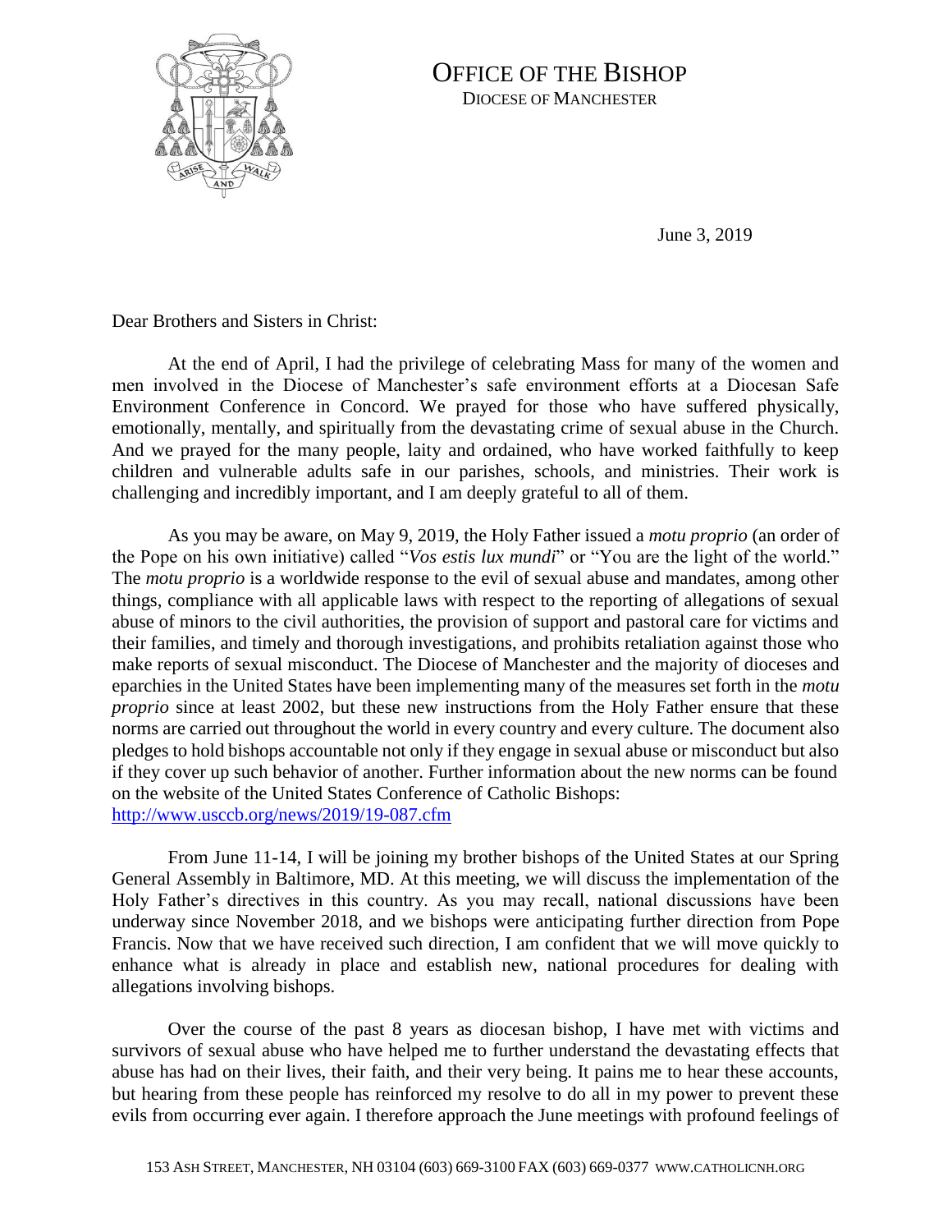# OFFICE OF THE BISHOP

DIOCESE OF MANCHESTER

June 3, 2019

Dear Brothers and Sisters in Christ:

At the end of April, I had the privilege of celebrating Mass for many of the women and men involved in the Diocese of Manchester's safe environment efforts at a Diocesan Safe Environment Conference in Concord. We prayed for those who have suffered physically, emotionally, mentally, and spiritually from the devastating crime of sexual abuse in the Church. And we prayed for the many people, laity and ordained, who have worked faithfully to keep children and vulnerable adults safe in our parishes, schools, and ministries. Their work is challenging and incredibly important, and I am deeply grateful to all of them.

As you may be aware, on May 9, 2019, the Holy Father issued a *motu proprio* (an order of the Pope on his own initiative) called "*Vos estis lux mundi*" or "You are the light of the world." The *motu proprio* is a worldwide response to the evil of sexual abuse and mandates, among other things, compliance with all applicable laws with respect to the reporting of allegations of sexual abuse of minors to the civil authorities, the provision of support and pastoral care for victims and their families, and timely and thorough investigations, and prohibits retaliation against those who make reports of sexual misconduct. The Diocese of Manchester and the majority of dioceses and eparchies in the United States have been implementing many of the measures set forth in the *motu proprio* since at least 2002, but these new instructions from the Holy Father ensure that these norms are carried out throughout the world in every country and every culture. The document also pledges to hold bishops accountable not only if they engage in sexual abuse or misconduct but also if they cover up such behavior of another. Further information about the new norms can be found on the website of the United States Conference of Catholic Bishops: http://www.usccb.org/news/2019/19-087.cfm

From June 11-14, I will be joining my brother bishops of the United States at our Spring General Assembly in Baltimore, MD. At this meeting, we will discuss the implementation of the Holy Father's directives in this country. As you may recall, national discussions have been underway since November 2018, and we bishops were anticipating further direction from Pope Francis. Now that we have received such direction, I am confident that we will move quickly to enhance what is already in place and establish new, national procedures for dealing with allegations involving bishops.

Over the course of the past 8 years as diocesan bishop, I have met with victims and survivors of sexual abuse who have helped me to further understand the devastating effects that abuse has had on their lives, their faith, and their very being. It pains me to hear these accounts, but hearing from these people has reinforced my resolve to do all in my power to prevent these evils from occurring ever again. I therefore approach the June meetings with profound feelings of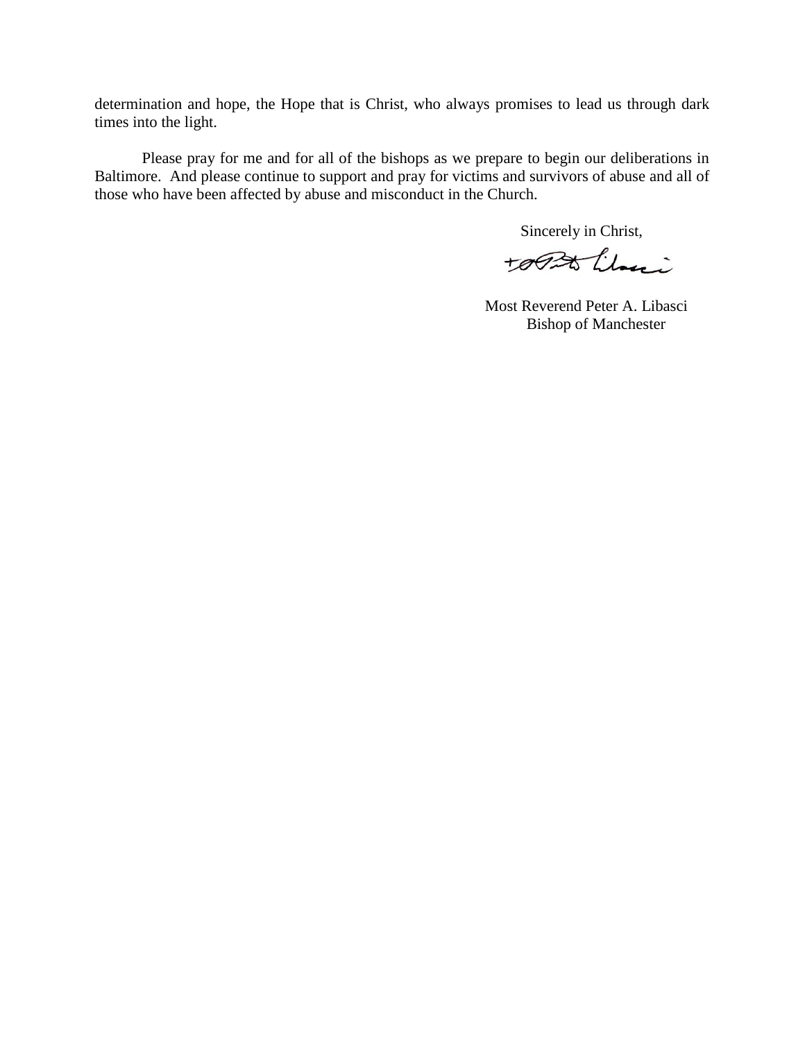determination and hope, the Hope that is Christ, who always promises to lead us through dark times into the light.

Please pray for me and for all of the bishops as we prepare to begin our deliberations in Baltimore. And please continue to support and pray for victims and survivors of abuse and all of those who have been affected by abuse and misconduct in the Church.

Sincerely in Christ,

+Peter Libasci

Most Reverend Peter A. Libasci
Bishop of Manchester